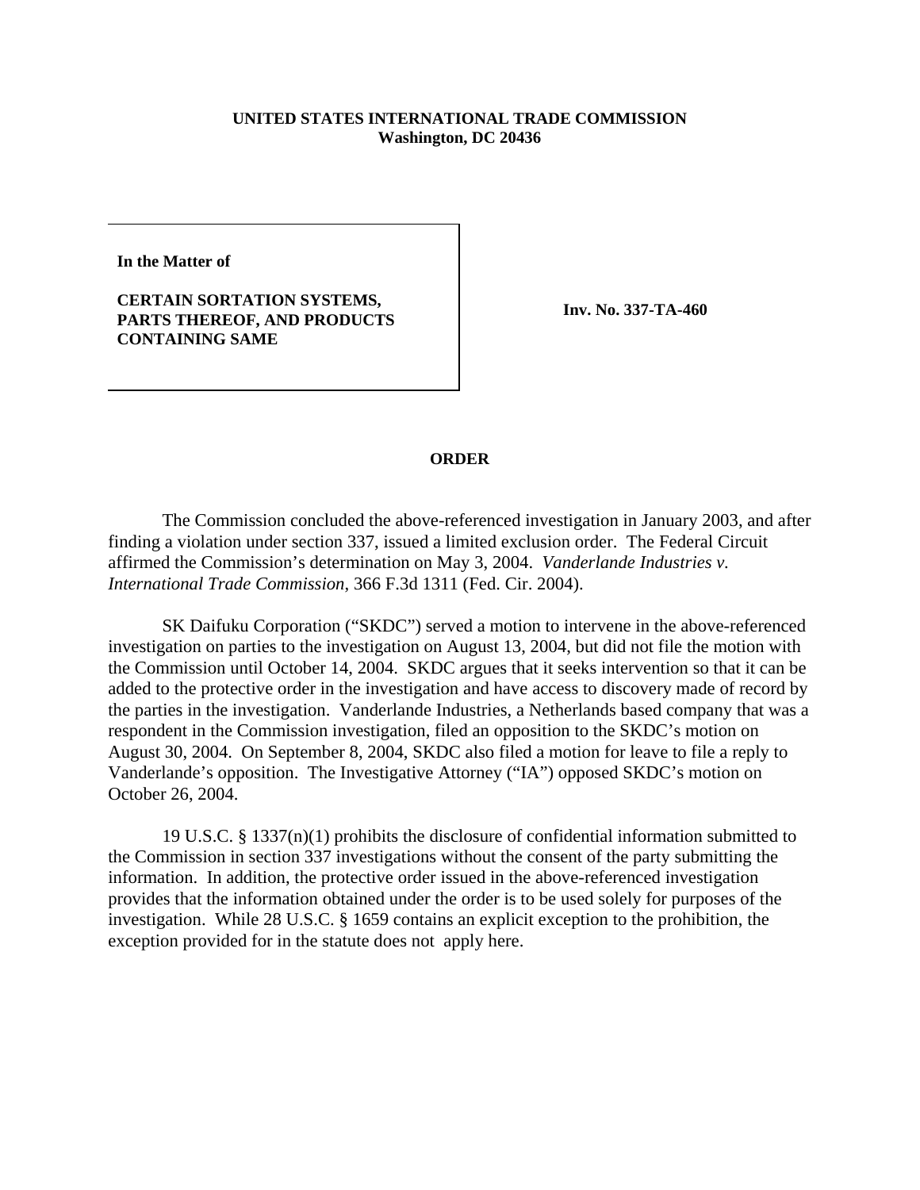**UNITED STATES INTERNATIONAL TRADE COMMISSION**
**Washington, DC 20436**

**In the Matter of**

**CERTAIN SORTATION SYSTEMS, PARTS THEREOF, AND PRODUCTS CONTAINING SAME**

**Inv. No. 337-TA-460**

## ORDER

The Commission concluded the above-referenced investigation in January 2003, and after finding a violation under section 337, issued a limited exclusion order. The Federal Circuit affirmed the Commission's determination on May 3, 2004. *Vanderlande Industries v. International Trade Commission*, 366 F.3d 1311 (Fed. Cir. 2004).

SK Daifuku Corporation ("SKDC") served a motion to intervene in the above-referenced investigation on parties to the investigation on August 13, 2004, but did not file the motion with the Commission until October 14, 2004. SKDC argues that it seeks intervention so that it can be added to the protective order in the investigation and have access to discovery made of record by the parties in the investigation. Vanderlande Industries, a Netherlands based company that was a respondent in the Commission investigation, filed an opposition to the SKDC's motion on August 30, 2004. On September 8, 2004, SKDC also filed a motion for leave to file a reply to Vanderlande's opposition. The Investigative Attorney ("IA") opposed SKDC's motion on October 26, 2004.

19 U.S.C. § 1337(n)(1) prohibits the disclosure of confidential information submitted to the Commission in section 337 investigations without the consent of the party submitting the information. In addition, the protective order issued in the above-referenced investigation provides that the information obtained under the order is to be used solely for purposes of the investigation. While 28 U.S.C. § 1659 contains an explicit exception to the prohibition, the exception provided for in the statute does not apply here.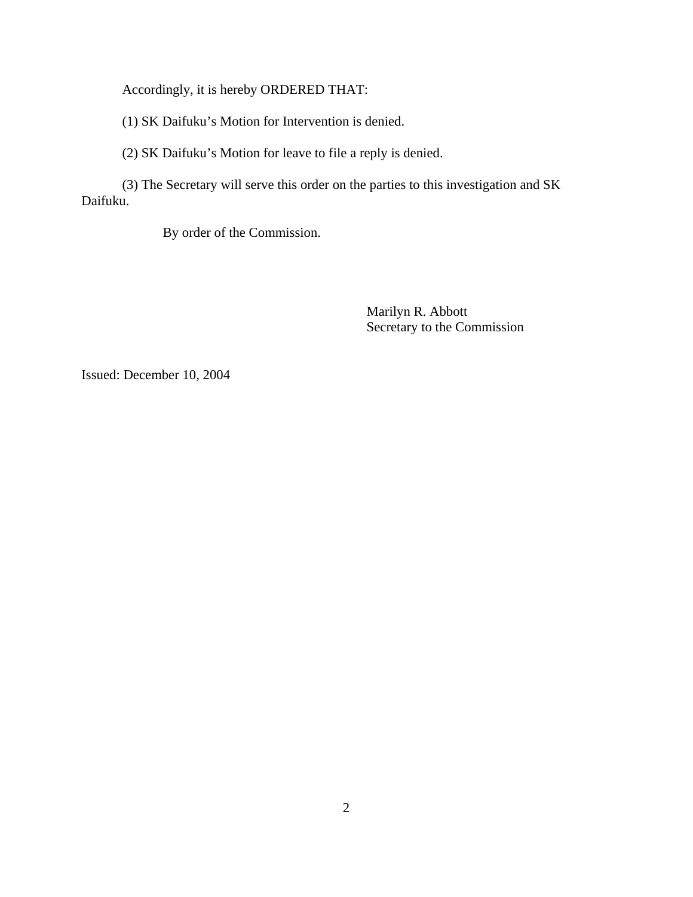Accordingly, it is hereby ORDERED THAT:

(1) SK Daifuku's Motion for Intervention is denied.

(2) SK Daifuku's Motion for leave to file a reply is denied.

(3) The Secretary will serve this order on the parties to this investigation and SK Daifuku.

By order of the Commission.

Marilyn R. Abbott
Secretary to the Commission

Issued: December 10, 2004